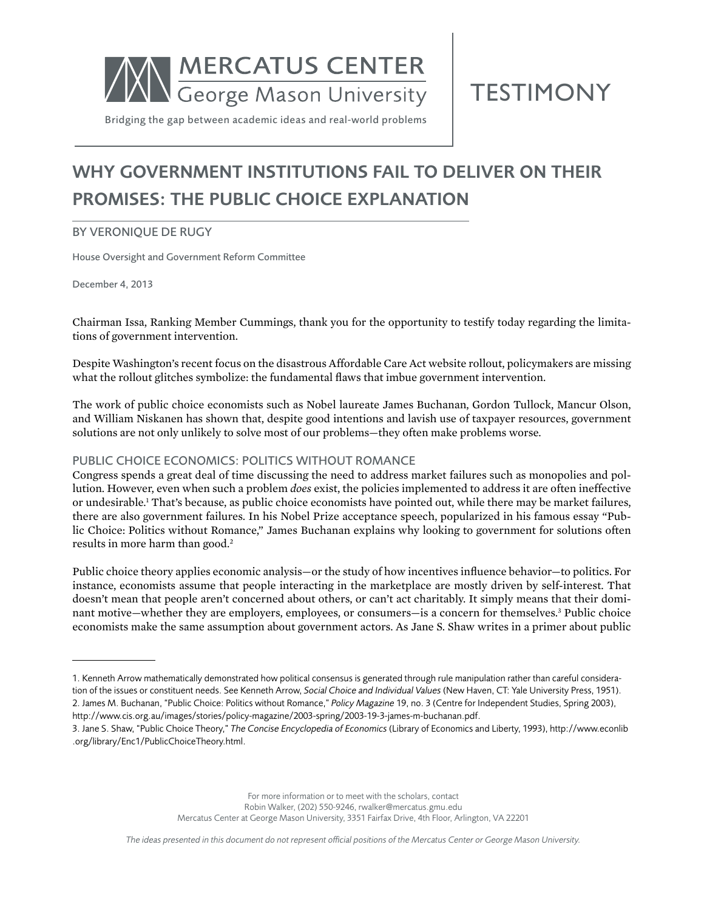MERCATUS CENTER
George Mason University

Bridging the gap between academic ideas and real-world problems

TESTIMONY

# WHY GOVERNMENT INSTITUTIONS FAIL TO DELIVER ON THEIR PROMISES: THE PUBLIC CHOICE EXPLANATION

BY VERONIQUE DE RUGY

House Oversight and Government Reform Committee

December 4, 2013

Chairman Issa, Ranking Member Cummings, thank you for the opportunity to testify today regarding the limitations of government intervention.

Despite Washington's recent focus on the disastrous Affordable Care Act website rollout, policymakers are missing what the rollout glitches symbolize: the fundamental flaws that imbue government intervention.

The work of public choice economists such as Nobel laureate James Buchanan, Gordon Tullock, Mancur Olson, and William Niskanen has shown that, despite good intentions and lavish use of taxpayer resources, government solutions are not only unlikely to solve most of our problems—they often make problems worse.

## PUBLIC CHOICE ECONOMICS: POLITICS WITHOUT ROMANCE

Congress spends a great deal of time discussing the need to address market failures such as monopolies and pollution. However, even when such a problem *does* exist, the policies implemented to address it are often ineffective or undesirable.[1] That's because, as public choice economists have pointed out, while there may be market failures, there are also government failures. In his Nobel Prize acceptance speech, popularized in his famous essay "Public Choice: Politics without Romance," James Buchanan explains why looking to government for solutions often results in more harm than good.[2]

Public choice theory applies economic analysis—or the study of how incentives influence behavior—to politics. For instance, economists assume that people interacting in the marketplace are mostly driven by self-interest. That doesn't mean that people aren't concerned about others, or can't act charitably. It simply means that their dominant motive—whether they are employers, employees, or consumers—is a concern for themselves.[3] Public choice economists make the same assumption about government actors. As Jane S. Shaw writes in a primer about public

---

1. Kenneth Arrow mathematically demonstrated how political consensus is generated through rule manipulation rather than careful consideration of the issues or constituent needs. See Kenneth Arrow, *Social Choice and Individual Values* (New Haven, CT: Yale University Press, 1951).
2. James M. Buchanan, "Public Choice: Politics without Romance," *Policy Magazine* 19, no. 3 (Centre for Independent Studies, Spring 2003), http://www.cis.org.au/images/stories/policy-magazine/2003-spring/2003-19-3-james-m-buchanan.pdf.
3. Jane S. Shaw, "Public Choice Theory," *The Concise Encyclopedia of Economics* (Library of Economics and Liberty, 1993), http://www.econlib.org/library/Enc1/PublicChoiceTheory.html.

For more information or to meet with the scholars, contact
Robin Walker, (202) 550-9246, rwalker@mercatus.gmu.edu
Mercatus Center at George Mason University, 3351 Fairfax Drive, 4th Floor, Arlington, VA 22201

*The ideas presented in this document do not represent official positions of the Mercatus Center or George Mason University.*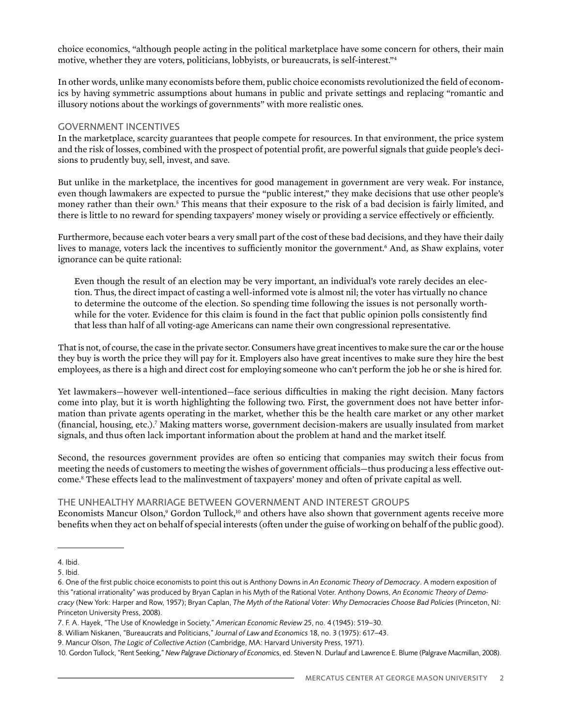choice economics, "although people acting in the political marketplace have some concern for others, their main motive, whether they are voters, politicians, lobbyists, or bureaucrats, is self-interest."[4]

In other words, unlike many economists before them, public choice economists revolutionized the field of economics by having symmetric assumptions about humans in public and private settings and replacing "romantic and illusory notions about the workings of governments" with more realistic ones.

## GOVERNMENT INCENTIVES

In the marketplace, scarcity guarantees that people compete for resources. In that environment, the price system and the risk of losses, combined with the prospect of potential profit, are powerful signals that guide people's decisions to prudently buy, sell, invest, and save.

But unlike in the marketplace, the incentives for good management in government are very weak. For instance, even though lawmakers are expected to pursue the "public interest," they make decisions that use other people's money rather than their own.[5] This means that their exposure to the risk of a bad decision is fairly limited, and there is little to no reward for spending taxpayers' money wisely or providing a service effectively or efficiently.

Furthermore, because each voter bears a very small part of the cost of these bad decisions, and they have their daily lives to manage, voters lack the incentives to sufficiently monitor the government.[6] And, as Shaw explains, voter ignorance can be quite rational:

> Even though the result of an election may be very important, an individual's vote rarely decides an election. Thus, the direct impact of casting a well-informed vote is almost nil; the voter has virtually no chance to determine the outcome of the election. So spending time following the issues is not personally worthwhile for the voter. Evidence for this claim is found in the fact that public opinion polls consistently find that less than half of all voting-age Americans can name their own congressional representative.

That is not, of course, the case in the private sector. Consumers have great incentives to make sure the car or the house they buy is worth the price they will pay for it. Employers also have great incentives to make sure they hire the best employees, as there is a high and direct cost for employing someone who can't perform the job he or she is hired for.

Yet lawmakers—however well-intentioned—face serious difficulties in making the right decision. Many factors come into play, but it is worth highlighting the following two. First, the government does not have better information than private agents operating in the market, whether this be the health care market or any other market (financial, housing, etc.).[7] Making matters worse, government decision-makers are usually insulated from market signals, and thus often lack important information about the problem at hand and the market itself.

Second, the resources government provides are often so enticing that companies may switch their focus from meeting the needs of customers to meeting the wishes of government officials—thus producing a less effective outcome.[8] These effects lead to the malinvestment of taxpayers' money and often of private capital as well.

## THE UNHEALTHY MARRIAGE BETWEEN GOVERNMENT AND INTEREST GROUPS

Economists Mancur Olson,[9] Gordon Tullock,[10] and others have also shown that government agents receive more benefits when they act on behalf of special interests (often under the guise of working on behalf of the public good).

---

4. Ibid.

5. Ibid.

6. One of the first public choice economists to point this out is Anthony Downs in *An Economic Theory of Democracy*. A modern exposition of this "rational irrationality" was produced by Bryan Caplan in his Myth of the Rational Voter. Anthony Downs, *An Economic Theory of Democracy* (New York: Harper and Row, 1957); Bryan Caplan, *The Myth of the Rational Voter: Why Democracies Choose Bad Policies* (Princeton, NJ: Princeton University Press, 2008).

7. F. A. Hayek, "The Use of Knowledge in Society," *American Economic Review* 25, no. 4 (1945): 519–30.

8. William Niskanen, "Bureaucrats and Politicians," *Journal of Law and Economics* 18, no. 3 (1975): 617–43.

9. Mancur Olson, *The Logic of Collective Action* (Cambridge, MA: Harvard University Press, 1971).

10. Gordon Tullock, "Rent Seeking," *New Palgrave Dictionary of Economics*, ed. Steven N. Durlauf and Lawrence E. Blume (Palgrave Macmillan, 2008).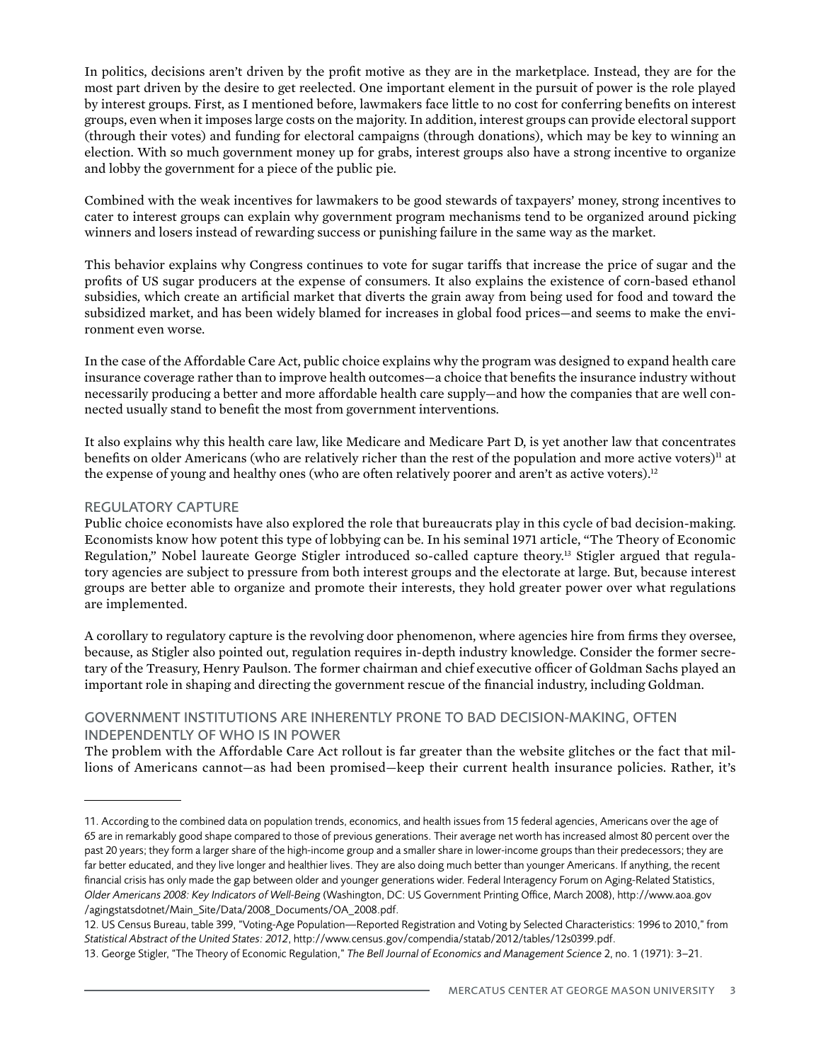In politics, decisions aren't driven by the profit motive as they are in the marketplace. Instead, they are for the most part driven by the desire to get reelected. One important element in the pursuit of power is the role played by interest groups. First, as I mentioned before, lawmakers face little to no cost for conferring benefits on interest groups, even when it imposes large costs on the majority. In addition, interest groups can provide electoral support (through their votes) and funding for electoral campaigns (through donations), which may be key to winning an election. With so much government money up for grabs, interest groups also have a strong incentive to organize and lobby the government for a piece of the public pie.

Combined with the weak incentives for lawmakers to be good stewards of taxpayers' money, strong incentives to cater to interest groups can explain why government program mechanisms tend to be organized around picking winners and losers instead of rewarding success or punishing failure in the same way as the market.

This behavior explains why Congress continues to vote for sugar tariffs that increase the price of sugar and the profits of US sugar producers at the expense of consumers. It also explains the existence of corn-based ethanol subsidies, which create an artificial market that diverts the grain away from being used for food and toward the subsidized market, and has been widely blamed for increases in global food prices—and seems to make the environment even worse.

In the case of the Affordable Care Act, public choice explains why the program was designed to expand health care insurance coverage rather than to improve health outcomes—a choice that benefits the insurance industry without necessarily producing a better and more affordable health care supply—and how the companies that are well connected usually stand to benefit the most from government interventions.

It also explains why this health care law, like Medicare and Medicare Part D, is yet another law that concentrates benefits on older Americans (who are relatively richer than the rest of the population and more active voters)[11] at the expense of young and healthy ones (who are often relatively poorer and aren't as active voters).[12]

## REGULATORY CAPTURE

Public choice economists have also explored the role that bureaucrats play in this cycle of bad decision-making. Economists know how potent this type of lobbying can be. In his seminal 1971 article, "The Theory of Economic Regulation," Nobel laureate George Stigler introduced so-called capture theory.[13] Stigler argued that regulatory agencies are subject to pressure from both interest groups and the electorate at large. But, because interest groups are better able to organize and promote their interests, they hold greater power over what regulations are implemented.

A corollary to regulatory capture is the revolving door phenomenon, where agencies hire from firms they oversee, because, as Stigler also pointed out, regulation requires in-depth industry knowledge. Consider the former secretary of the Treasury, Henry Paulson. The former chairman and chief executive officer of Goldman Sachs played an important role in shaping and directing the government rescue of the financial industry, including Goldman.

## GOVERNMENT INSTITUTIONS ARE INHERENTLY PRONE TO BAD DECISION-MAKING, OFTEN INDEPENDENTLY OF WHO IS IN POWER

The problem with the Affordable Care Act rollout is far greater than the website glitches or the fact that millions of Americans cannot—as had been promised—keep their current health insurance policies. Rather, it's

---

11. According to the combined data on population trends, economics, and health issues from 15 federal agencies, Americans over the age of 65 are in remarkably good shape compared to those of previous generations. Their average net worth has increased almost 80 percent over the past 20 years; they form a larger share of the high-income group and a smaller share in lower-income groups than their predecessors; they are far better educated, and they live longer and healthier lives. They are also doing much better than younger Americans. If anything, the recent financial crisis has only made the gap between older and younger generations wider. Federal Interagency Forum on Aging-Related Statistics, *Older Americans 2008: Key Indicators of Well-Being* (Washington, DC: US Government Printing Office, March 2008), http://www.aoa.gov/agingstatsdotnet/Main_Site/Data/2008_Documents/OA_2008.pdf.

12. US Census Bureau, table 399, "Voting-Age Population—Reported Registration and Voting by Selected Characteristics: 1996 to 2010," from *Statistical Abstract of the United States: 2012*, http://www.census.gov/compendia/statab/2012/tables/12s0399.pdf.

13. George Stigler, "The Theory of Economic Regulation," *The Bell Journal of Economics and Management Science* 2, no. 1 (1971): 3–21.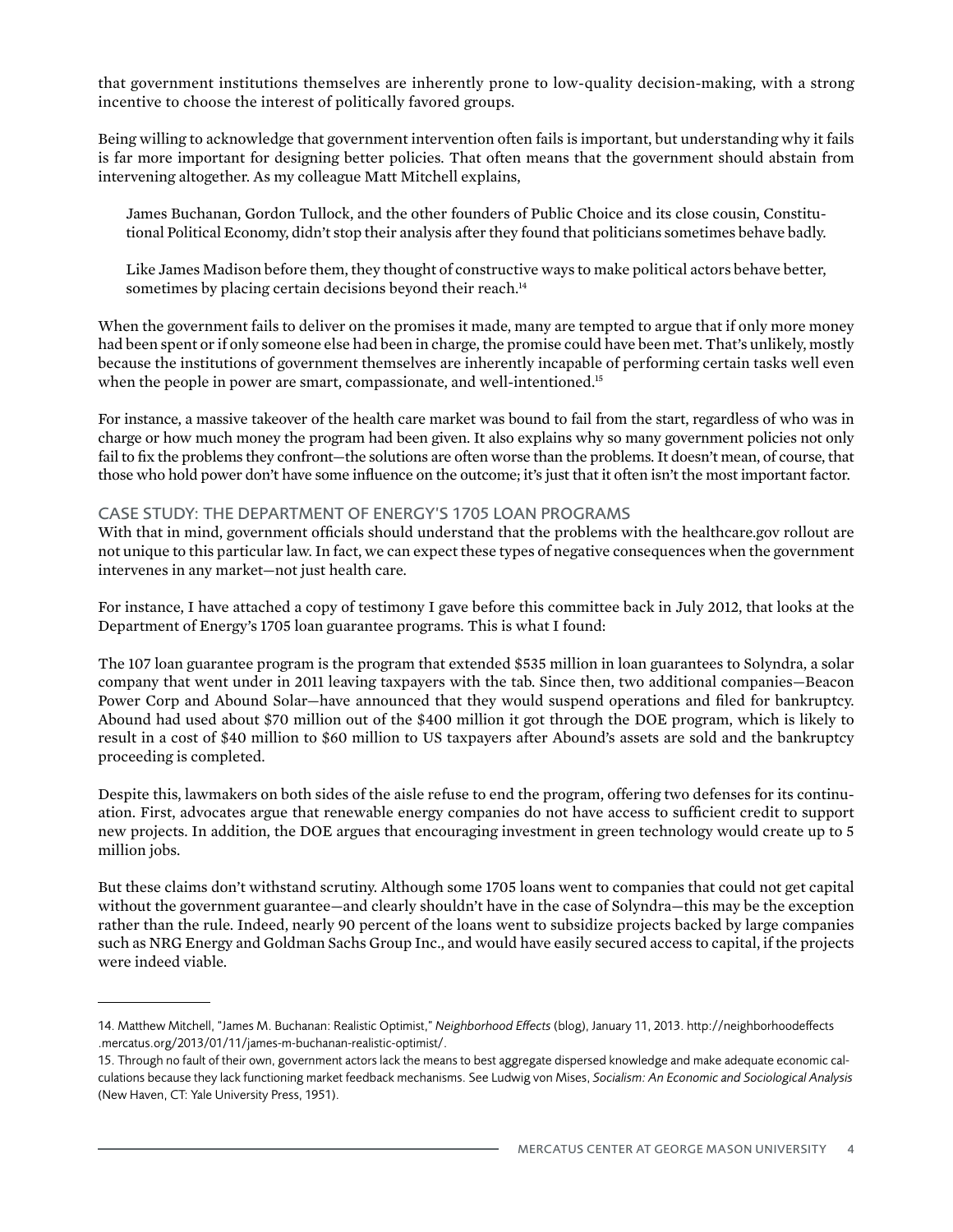that government institutions themselves are inherently prone to low-quality decision-making, with a strong incentive to choose the interest of politically favored groups.

Being willing to acknowledge that government intervention often fails is important, but understanding why it fails is far more important for designing better policies. That often means that the government should abstain from intervening altogether. As my colleague Matt Mitchell explains,

> James Buchanan, Gordon Tullock, and the other founders of Public Choice and its close cousin, Constitutional Political Economy, didn't stop their analysis after they found that politicians sometimes behave badly.
>
> Like James Madison before them, they thought of constructive ways to make political actors behave better, sometimes by placing certain decisions beyond their reach.[14]

When the government fails to deliver on the promises it made, many are tempted to argue that if only more money had been spent or if only someone else had been in charge, the promise could have been met. That's unlikely, mostly because the institutions of government themselves are inherently incapable of performing certain tasks well even when the people in power are smart, compassionate, and well-intentioned.[15]

For instance, a massive takeover of the health care market was bound to fail from the start, regardless of who was in charge or how much money the program had been given. It also explains why so many government policies not only fail to fix the problems they confront—the solutions are often worse than the problems. It doesn't mean, of course, that those who hold power don't have some influence on the outcome; it's just that it often isn't the most important factor.

## CASE STUDY: THE DEPARTMENT OF ENERGY'S 1705 LOAN PROGRAMS

With that in mind, government officials should understand that the problems with the healthcare.gov rollout are not unique to this particular law. In fact, we can expect these types of negative consequences when the government intervenes in any market—not just health care.

For instance, I have attached a copy of testimony I gave before this committee back in July 2012, that looks at the Department of Energy's 1705 loan guarantee programs. This is what I found:

The 107 loan guarantee program is the program that extended $535 million in loan guarantees to Solyndra, a solar company that went under in 2011 leaving taxpayers with the tab. Since then, two additional companies—Beacon Power Corp and Abound Solar—have announced that they would suspend operations and filed for bankruptcy. Abound had used about $70 million out of the $400 million it got through the DOE program, which is likely to result in a cost of $40 million to $60 million to US taxpayers after Abound's assets are sold and the bankruptcy proceeding is completed.

Despite this, lawmakers on both sides of the aisle refuse to end the program, offering two defenses for its continuation. First, advocates argue that renewable energy companies do not have access to sufficient credit to support new projects. In addition, the DOE argues that encouraging investment in green technology would create up to 5 million jobs.

But these claims don't withstand scrutiny. Although some 1705 loans went to companies that could not get capital without the government guarantee—and clearly shouldn't have in the case of Solyndra—this may be the exception rather than the rule. Indeed, nearly 90 percent of the loans went to subsidize projects backed by large companies such as NRG Energy and Goldman Sachs Group Inc., and would have easily secured access to capital, if the projects were indeed viable.

---

14. Matthew Mitchell, "James M. Buchanan: Realistic Optimist," *Neighborhood Effects* (blog), January 11, 2013. http://neighborhoodeffects.mercatus.org/2013/01/11/james-m-buchanan-realistic-optimist/.

15. Through no fault of their own, government actors lack the means to best aggregate dispersed knowledge and make adequate economic calculations because they lack functioning market feedback mechanisms. See Ludwig von Mises, *Socialism: An Economic and Sociological Analysis* (New Haven, CT: Yale University Press, 1951).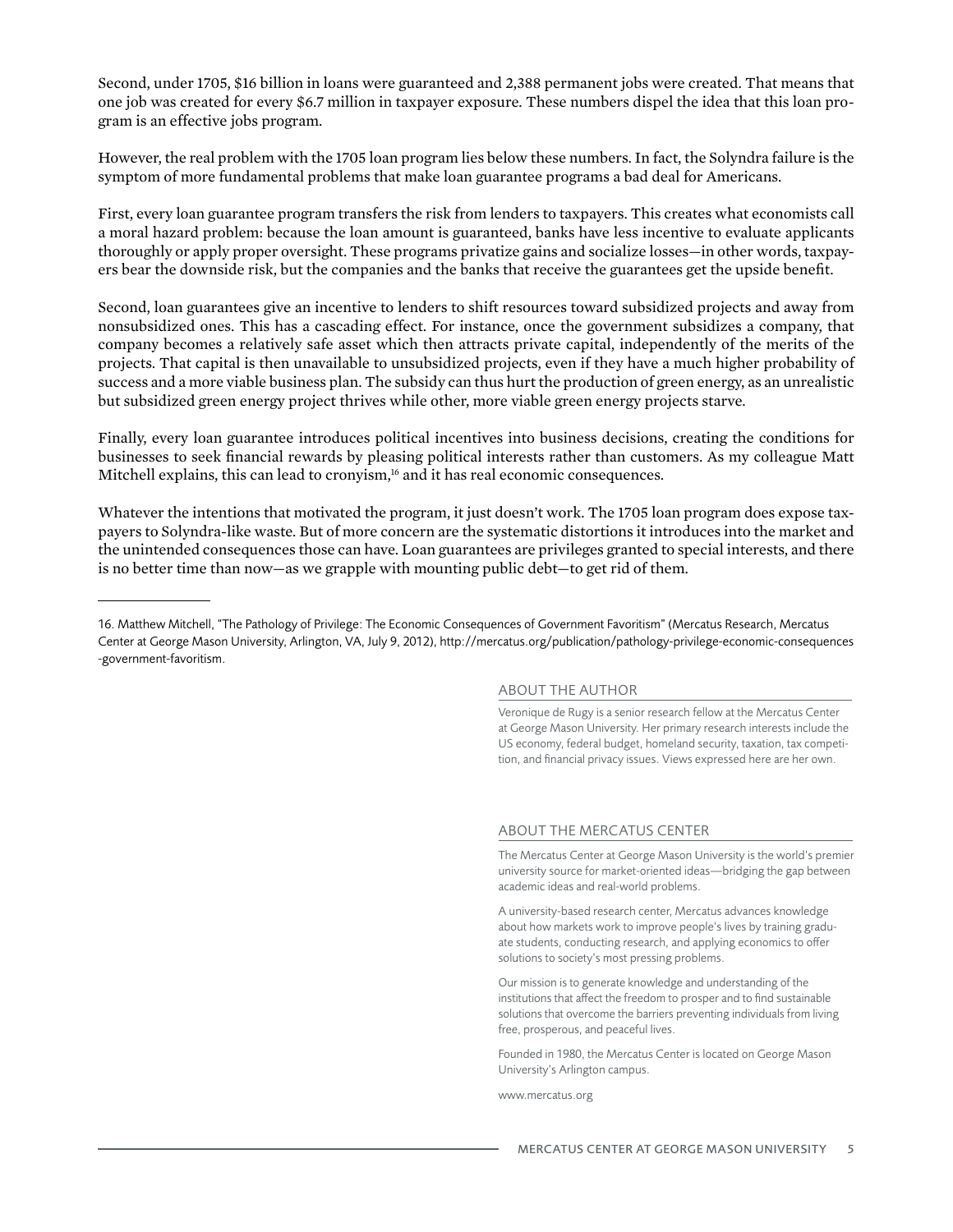Second, under 1705, $16 billion in loans were guaranteed and 2,388 permanent jobs were created. That means that one job was created for every $6.7 million in taxpayer exposure. These numbers dispel the idea that this loan program is an effective jobs program.

However, the real problem with the 1705 loan program lies below these numbers. In fact, the Solyndra failure is the symptom of more fundamental problems that make loan guarantee programs a bad deal for Americans.

First, every loan guarantee program transfers the risk from lenders to taxpayers. This creates what economists call a moral hazard problem: because the loan amount is guaranteed, banks have less incentive to evaluate applicants thoroughly or apply proper oversight. These programs privatize gains and socialize losses—in other words, taxpayers bear the downside risk, but the companies and the banks that receive the guarantees get the upside benefit.

Second, loan guarantees give an incentive to lenders to shift resources toward subsidized projects and away from nonsubsidized ones. This has a cascading effect. For instance, once the government subsidizes a company, that company becomes a relatively safe asset which then attracts private capital, independently of the merits of the projects. That capital is then unavailable to unsubsidized projects, even if they have a much higher probability of success and a more viable business plan. The subsidy can thus hurt the production of green energy, as an unrealistic but subsidized green energy project thrives while other, more viable green energy projects starve.

Finally, every loan guarantee introduces political incentives into business decisions, creating the conditions for businesses to seek financial rewards by pleasing political interests rather than customers. As my colleague Matt Mitchell explains, this can lead to cronyism,[16] and it has real economic consequences.

Whatever the intentions that motivated the program, it just doesn't work. The 1705 loan program does expose taxpayers to Solyndra-like waste. But of more concern are the systematic distortions it introduces into the market and the unintended consequences those can have. Loan guarantees are privileges granted to special interests, and there is no better time than now—as we grapple with mounting public debt—to get rid of them.

---

16. Matthew Mitchell, "The Pathology of Privilege: The Economic Consequences of Government Favoritism" (Mercatus Research, Mercatus Center at George Mason University, Arlington, VA, July 9, 2012), http://mercatus.org/publication/pathology-privilege-economic-consequences-government-favoritism.

## ABOUT THE AUTHOR

Veronique de Rugy is a senior research fellow at the Mercatus Center at George Mason University. Her primary research interests include the US economy, federal budget, homeland security, taxation, tax competition, and financial privacy issues. Views expressed here are her own.

## ABOUT THE MERCATUS CENTER

The Mercatus Center at George Mason University is the world's premier university source for market-oriented ideas—bridging the gap between academic ideas and real-world problems.

A university-based research center, Mercatus advances knowledge about how markets work to improve people's lives by training graduate students, conducting research, and applying economics to offer solutions to society's most pressing problems.

Our mission is to generate knowledge and understanding of the institutions that affect the freedom to prosper and to find sustainable solutions that overcome the barriers preventing individuals from living free, prosperous, and peaceful lives.

Founded in 1980, the Mercatus Center is located on George Mason University's Arlington campus.

www.mercatus.org